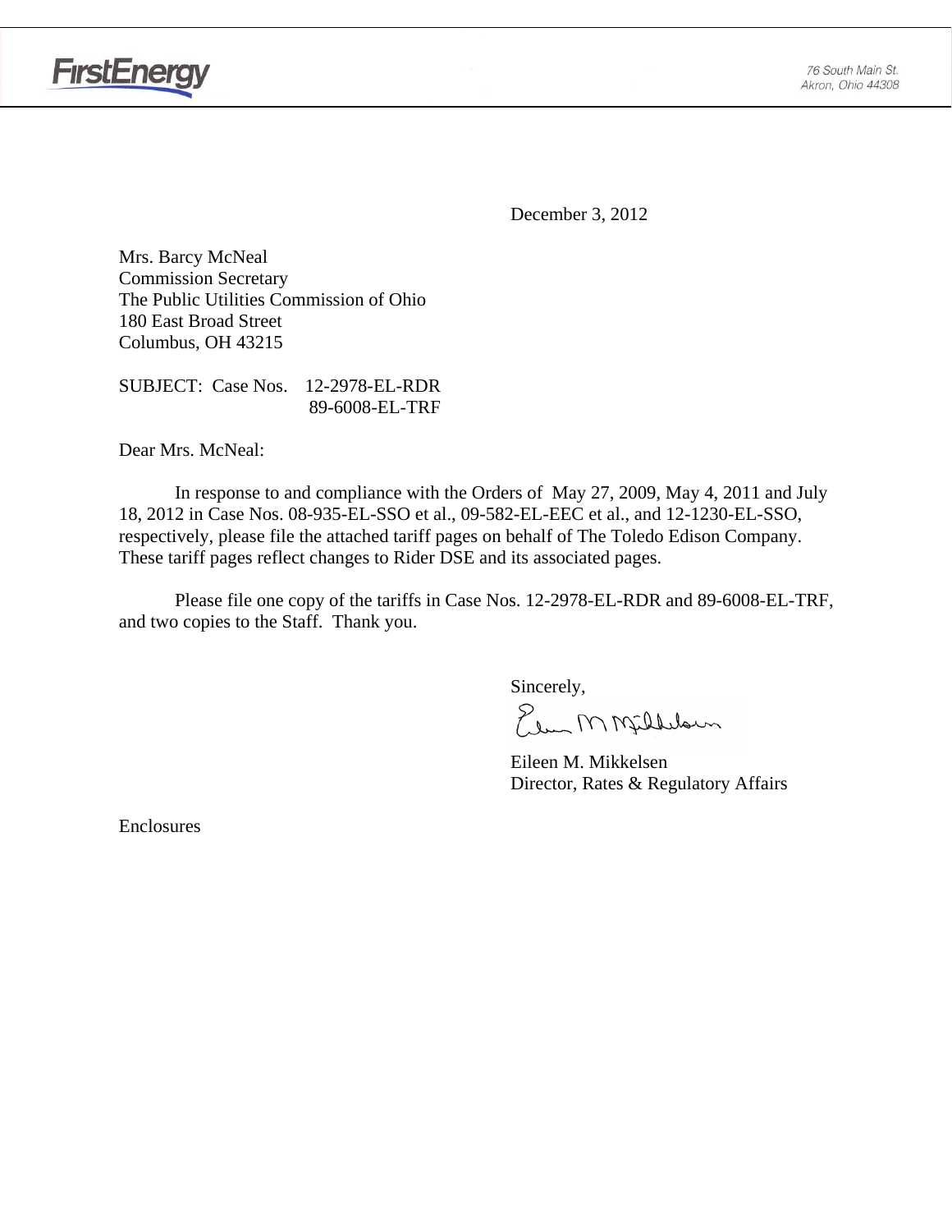FirstEnergy

76 South Main St.
Akron, Ohio 44308

December 3, 2012

Mrs. Barcy McNeal
Commission Secretary
The Public Utilities Commission of Ohio
180 East Broad Street
Columbus, OH 43215

SUBJECT: Case Nos. 12-2978-EL-RDR
89-6008-EL-TRF

Dear Mrs. McNeal:

In response to and compliance with the Orders of May 27, 2009, May 4, 2011 and July 18, 2012 in Case Nos. 08-935-EL-SSO et al., 09-582-EL-EEC et al., and 12-1230-EL-SSO, respectively, please file the attached tariff pages on behalf of The Toledo Edison Company. These tariff pages reflect changes to Rider DSE and its associated pages.

Please file one copy of the tariffs in Case Nos. 12-2978-EL-RDR and 89-6008-EL-TRF, and two copies to the Staff. Thank you.

Sincerely,

Eileen M. Mikkelsen
Director, Rates & Regulatory Affairs

Enclosures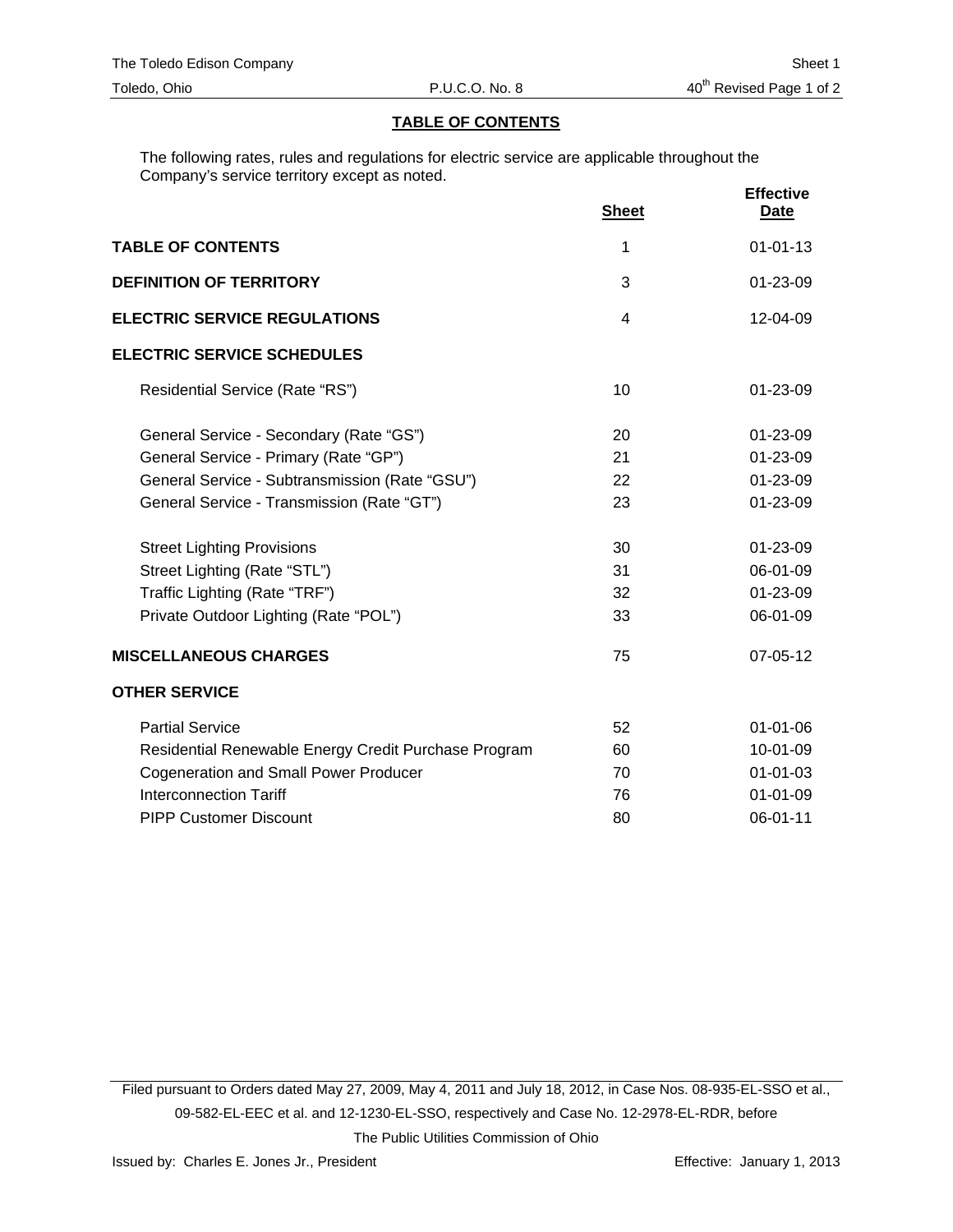## TABLE OF CONTENTS

The following rates, rules and regulations for electric service are applicable throughout the Company's service territory except as noted.

| | Sheet | Effective Date |
|---|---|---|
| **TABLE OF CONTENTS** | 1 | 01-01-13 |
| **DEFINITION OF TERRITORY** | 3 | 01-23-09 |
| **ELECTRIC SERVICE REGULATIONS** | 4 | 12-04-09 |
| **ELECTRIC SERVICE SCHEDULES** | | |
| Residential Service (Rate "RS") | 10 | 01-23-09 |
| General Service - Secondary (Rate "GS") | 20 | 01-23-09 |
| General Service - Primary (Rate "GP") | 21 | 01-23-09 |
| General Service - Subtransmission (Rate "GSU") | 22 | 01-23-09 |
| General Service - Transmission (Rate "GT") | 23 | 01-23-09 |
| Street Lighting Provisions | 30 | 01-23-09 |
| Street Lighting (Rate "STL") | 31 | 06-01-09 |
| Traffic Lighting (Rate "TRF") | 32 | 01-23-09 |
| Private Outdoor Lighting (Rate "POL") | 33 | 06-01-09 |
| **MISCELLANEOUS CHARGES** | 75 | 07-05-12 |
| **OTHER SERVICE** | | |
| Partial Service | 52 | 01-01-06 |
| Residential Renewable Energy Credit Purchase Program | 60 | 10-01-09 |
| Cogeneration and Small Power Producer | 70 | 01-01-03 |
| Interconnection Tariff | 76 | 01-01-09 |
| PIPP Customer Discount | 80 | 06-01-11 |

Filed pursuant to Orders dated May 27, 2009, May 4, 2011 and July 18, 2012, in Case Nos. 08-935-EL-SSO et al., 09-582-EL-EEC et al. and 12-1230-EL-SSO, respectively and Case No. 12-2978-EL-RDR, before The Public Utilities Commission of Ohio

Issued by: Charles E. Jones Jr., President — Effective: January 1, 2013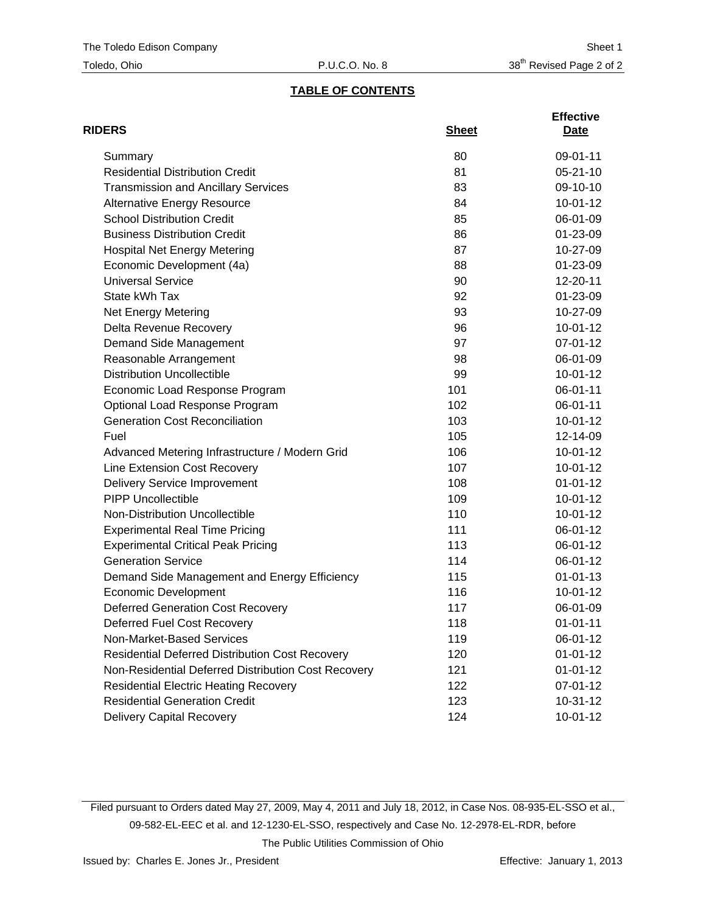## TABLE OF CONTENTS

| RIDERS | Sheet | Effective Date |
|---|---|---|
| Summary | 80 | 09-01-11 |
| Residential Distribution Credit | 81 | 05-21-10 |
| Transmission and Ancillary Services | 83 | 09-10-10 |
| Alternative Energy Resource | 84 | 10-01-12 |
| School Distribution Credit | 85 | 06-01-09 |
| Business Distribution Credit | 86 | 01-23-09 |
| Hospital Net Energy Metering | 87 | 10-27-09 |
| Economic Development (4a) | 88 | 01-23-09 |
| Universal Service | 90 | 12-20-11 |
| State kWh Tax | 92 | 01-23-09 |
| Net Energy Metering | 93 | 10-27-09 |
| Delta Revenue Recovery | 96 | 10-01-12 |
| Demand Side Management | 97 | 07-01-12 |
| Reasonable Arrangement | 98 | 06-01-09 |
| Distribution Uncollectible | 99 | 10-01-12 |
| Economic Load Response Program | 101 | 06-01-11 |
| Optional Load Response Program | 102 | 06-01-11 |
| Generation Cost Reconciliation | 103 | 10-01-12 |
| Fuel | 105 | 12-14-09 |
| Advanced Metering Infrastructure / Modern Grid | 106 | 10-01-12 |
| Line Extension Cost Recovery | 107 | 10-01-12 |
| Delivery Service Improvement | 108 | 01-01-12 |
| PIPP Uncollectible | 109 | 10-01-12 |
| Non-Distribution Uncollectible | 110 | 10-01-12 |
| Experimental Real Time Pricing | 111 | 06-01-12 |
| Experimental Critical Peak Pricing | 113 | 06-01-12 |
| Generation Service | 114 | 06-01-12 |
| Demand Side Management and Energy Efficiency | 115 | 01-01-13 |
| Economic Development | 116 | 10-01-12 |
| Deferred Generation Cost Recovery | 117 | 06-01-09 |
| Deferred Fuel Cost Recovery | 118 | 01-01-11 |
| Non-Market-Based Services | 119 | 06-01-12 |
| Residential Deferred Distribution Cost Recovery | 120 | 01-01-12 |
| Non-Residential Deferred Distribution Cost Recovery | 121 | 01-01-12 |
| Residential Electric Heating Recovery | 122 | 07-01-12 |
| Residential Generation Credit | 123 | 10-31-12 |
| Delivery Capital Recovery | 124 | 10-01-12 |

Filed pursuant to Orders dated May 27, 2009, May 4, 2011 and July 18, 2012, in Case Nos. 08-935-EL-SSO et al., 09-582-EL-EEC et al. and 12-1230-EL-SSO, respectively and Case No. 12-2978-EL-RDR, before The Public Utilities Commission of Ohio

Issued by: Charles E. Jones Jr., President

Effective: January 1, 2013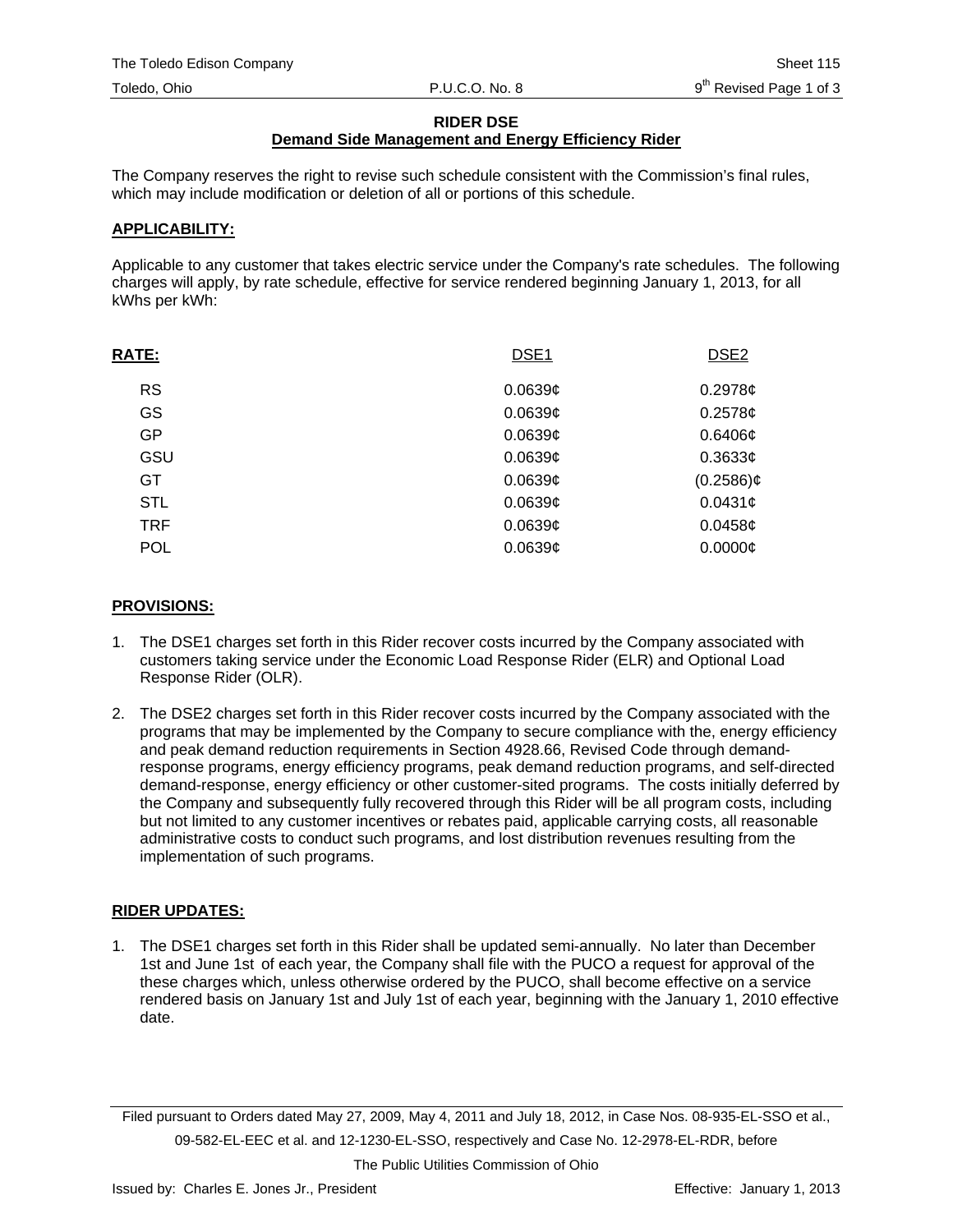# RIDER DSE

## Demand Side Management and Energy Efficiency Rider

The Company reserves the right to revise such schedule consistent with the Commission's final rules, which may include modification or deletion of all or portions of this schedule.

### APPLICABILITY:

Applicable to any customer that takes electric service under the Company's rate schedules. The following charges will apply, by rate schedule, effective for service rendered beginning January 1, 2013, for all kWhs per kWh:

| RATE: | DSE1 | DSE2 |
|---|---|---|
| RS | 0.0639¢ | 0.2978¢ |
| GS | 0.0639¢ | 0.2578¢ |
| GP | 0.0639¢ | 0.6406¢ |
| GSU | 0.0639¢ | 0.3633¢ |
| GT | 0.0639¢ | (0.2586)¢ |
| STL | 0.0639¢ | 0.0431¢ |
| TRF | 0.0639¢ | 0.0458¢ |
| POL | 0.0639¢ | 0.0000¢ |

### PROVISIONS:

1. The DSE1 charges set forth in this Rider recover costs incurred by the Company associated with customers taking service under the Economic Load Response Rider (ELR) and Optional Load Response Rider (OLR).
2. The DSE2 charges set forth in this Rider recover costs incurred by the Company associated with the programs that may be implemented by the Company to secure compliance with the, energy efficiency and peak demand reduction requirements in Section 4928.66, Revised Code through demand-response programs, energy efficiency programs, peak demand reduction programs, and self-directed demand-response, energy efficiency or other customer-sited programs. The costs initially deferred by the Company and subsequently fully recovered through this Rider will be all program costs, including but not limited to any customer incentives or rebates paid, applicable carrying costs, all reasonable administrative costs to conduct such programs, and lost distribution revenues resulting from the implementation of such programs.

### RIDER UPDATES:

1. The DSE1 charges set forth in this Rider shall be updated semi-annually. No later than December 1st and June 1st of each year, the Company shall file with the PUCO a request for approval of the these charges which, unless otherwise ordered by the PUCO, shall become effective on a service rendered basis on January 1st and July 1st of each year, beginning with the January 1, 2010 effective date.

Filed pursuant to Orders dated May 27, 2009, May 4, 2011 and July 18, 2012, in Case Nos. 08-935-EL-SSO et al., 09-582-EL-EEC et al. and 12-1230-EL-SSO, respectively and Case No. 12-2978-EL-RDR, before The Public Utilities Commission of Ohio

Issued by: Charles E. Jones Jr., President — Effective: January 1, 2013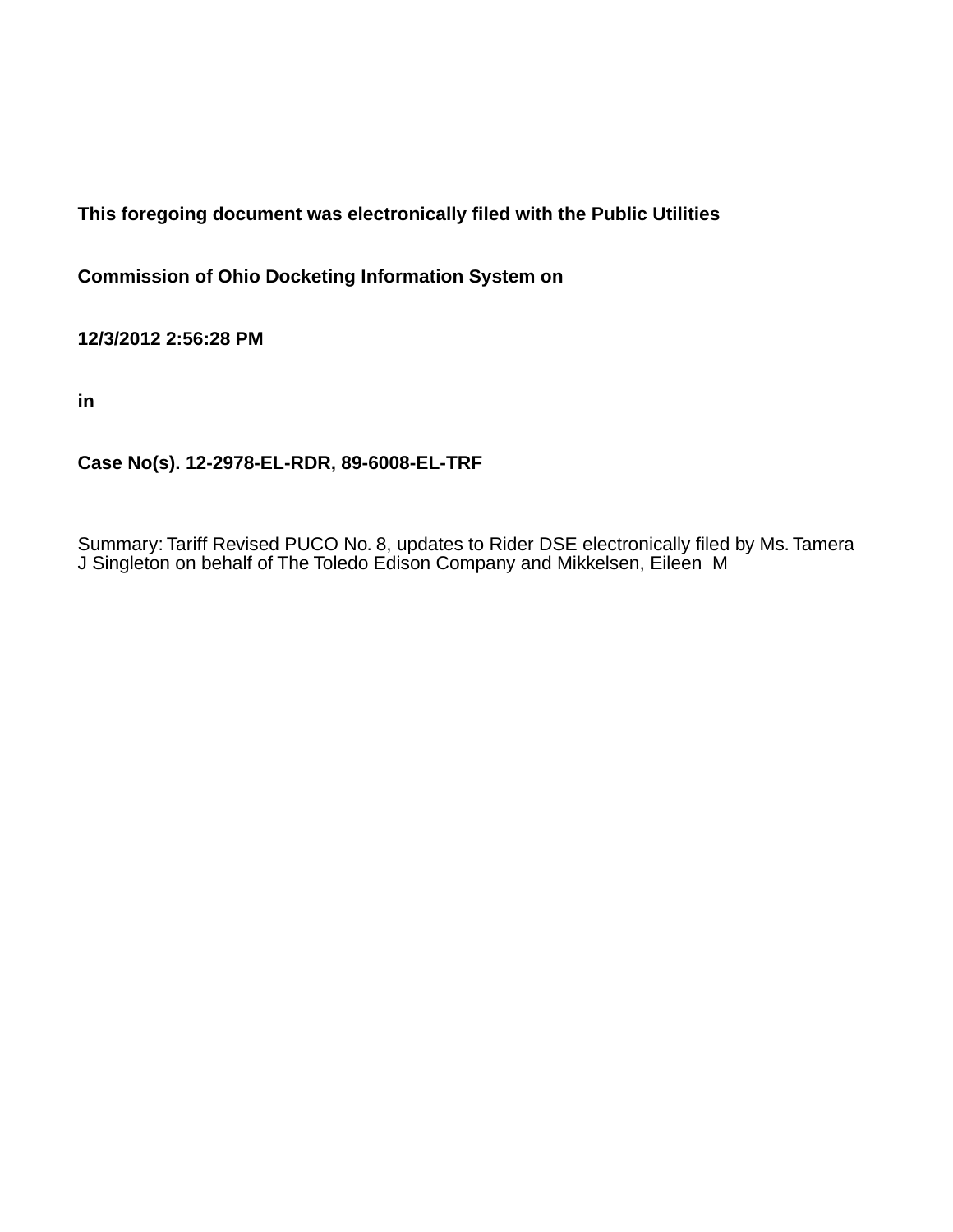**This foregoing document was electronically filed with the Public Utilities**

**Commission of Ohio Docketing Information System on**

**12/3/2012 2:56:28 PM**

**in**

**Case No(s). 12-2978-EL-RDR, 89-6008-EL-TRF**

Summary: Tariff Revised PUCO No. 8, updates to Rider DSE electronically filed by Ms. Tamera J Singleton on behalf of The Toledo Edison Company and Mikkelsen, Eileen M